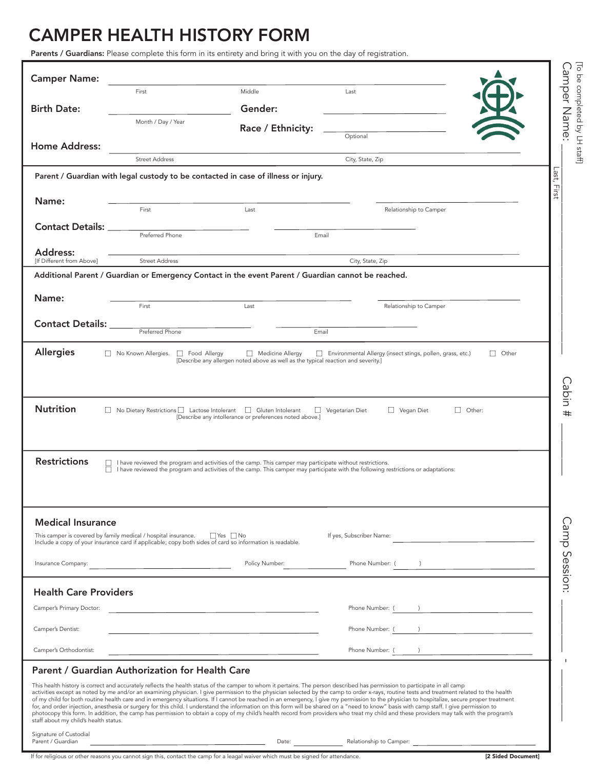# CAMPER HEALTH HISTORY FORM

**Parents / Guardians:** Please complete this form in its entirety and bring it with you on the day of registration.

**Camper Name:** ______________ First ______________ Middle ______________ Last

**Birth Date:** ______________ Month / Day / Year

**Gender:** ______________

**Race / Ethnicity:** ______________ Optional

**Home Address:** ______________ Street Address ______________ City, State, Zip

[To be completed by LH staff]

Camper Name: ______________ Last, First

Cabin # ______________

Camp Session: ______ - ______

---

**Parent / Guardian with legal custody to be contacted in case of illness or injury.**

**Name:** ______________ First ______________ Last ______________ Relationship to Camper

**Contact Details:** ______________ Preferred Phone ______________ Email

**Address:** [If Different from Above] ______________ Street Address ______________ City, State, Zip

---

**Additional Parent / Guardian or Emergency Contact in the event Parent / Guardian cannot be reached.**

**Name:** ______________ First ______________ Last ______________ Relationship to Camper

**Contact Details:** ______________ Preferred Phone ______________ Email

---

## Allergies

☐ No Known Allergies. ☐ Food Allergy ☐ Medicine Allergy ☐ Environmental Allergy (insect stings, pollen, grass, etc.) ☐ Other

[Describe any allergen noted above as well as the typical reaction and severity.]

---

## Nutrition

☐ No Dietary Restrictions ☐ Lactose Intolerant ☐ Gluten Intolerant ☐ Vegetarian Diet ☐ Vegan Diet ☐ Other:

[Describe any intollerance or preferences noted above.]

---

## Restrictions

☐ I have reviewed the program and activities of the camp. This camper may participate without restrictions.

☐ I have reviewed the program and activities of the camp. This camper may participate with the following restrictions or adaptations:

---

## Medical Insurance

This camper is covered by family medical / hospital insurance. ☐ Yes ☐ No

If yes, Subscriber Name: ______________

Include a copy of your insurance card if applicable; copy both sides of card so information is readable.

Insurance Company: ______________ Policy Number: ______________ Phone Number: ( ) ______________

---

## Health Care Providers

Camper's Primary Doctor: ______________ Phone Number: ( ) ______________

Camper's Dentist: ______________ Phone Number: ( ) ______________

Camper's Orthodontist: ______________ Phone Number: ( ) ______________

---

## Parent / Guardian Authorization for Health Care

This health history is correct and accurately reflects the health status of the camper to whom it pertains. The person described has permission to participate in all camp activities except as noted by me and/or an examining physician. I give permission to the physician selected by the camp to order x-rays, routine tests and treatment related to the health of my child for both routine health care and in emergency situations. If I cannot be reached in an emergency, I give my permission to the physician to hospitalize, secure proper treatment for, and order injection, anesthesia or surgery for this child. I understand the information on this form will be shared on a "need to know" basis with camp staff. I give permission to photocopy this form. In addition, the camp has permission to obtain a copy of my child's health record from providers who treat my child and these providers may talk with the program's staff about my child's health status.

Signature of Custodial Parent / Guardian ______________ Date: ______________ Relationship to Camper: ______________

If for religious or other reasons you cannot sign this, contact the camp for a leagal waiver which must be signed for attendance.

**[2 Sided Document]**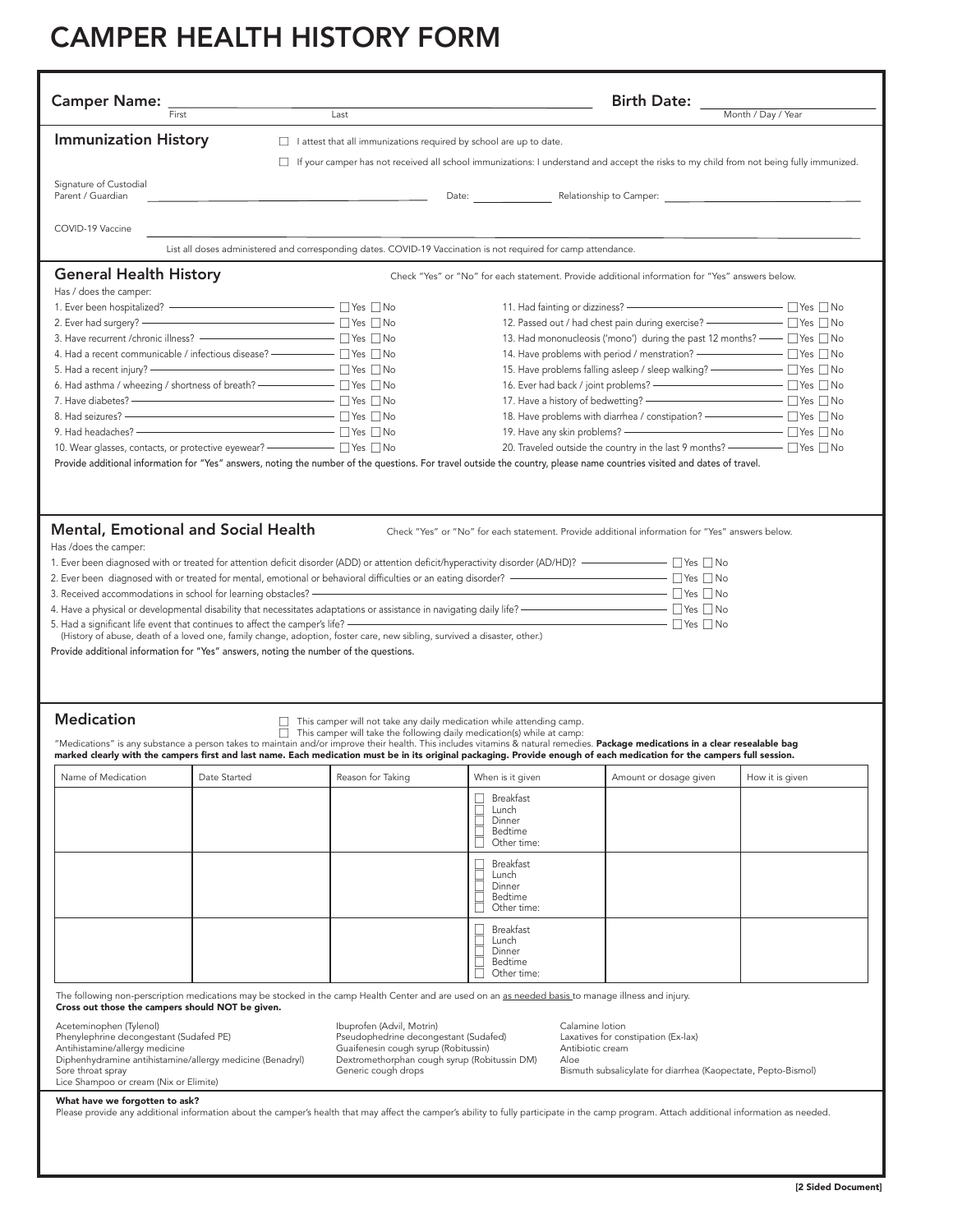# CAMPER HEALTH HISTORY FORM

**Camper Name:** ______________________ First ______________________ Last **Birth Date:** ______________________ Month / Day / Year

## Immunization History

☐ I attest that all immunizations required by school are up to date.

☐ If your camper has not received all school immunizations: I understand and accept the risks to my child from not being fully immunized.

Signature of Custodial Parent / Guardian ______________________ Date: __________ Relationship to Camper: ______________________

COVID-19 Vaccine ______________________

List all doses administered and corresponding dates. COVID-19 Vaccination is not required for camp attendance.

## General Health History

Check "Yes" or "No" for each statement. Provide additional information for "Yes" answers below.

Has / does the camper:

1. Ever been hospitalized? ☐ Yes ☐ No
2. Ever had surgery? ☐ Yes ☐ No
3. Have recurrent /chronic illness? ☐ Yes ☐ No
4. Had a recent communicable / infectious disease? ☐ Yes ☐ No
5. Had a recent injury? ☐ Yes ☐ No
6. Had asthma / wheezing / shortness of breath? ☐ Yes ☐ No
7. Have diabetes? ☐ Yes ☐ No
8. Had seizures? ☐ Yes ☐ No
9. Had headaches? ☐ Yes ☐ No
10. Wear glasses, contacts, or protective eyewear? ☐ Yes ☐ No
11. Had fainting or dizziness? ☐ Yes ☐ No
12. Passed out / had chest pain during exercise? ☐ Yes ☐ No
13. Had mononucleosis ('mono') during the past 12 months? ☐ Yes ☐ No
14. Have problems with period / menstration? ☐ Yes ☐ No
15. Have problems falling asleep / sleep walking? ☐ Yes ☐ No
16. Ever had back / joint problems? ☐ Yes ☐ No
17. Have a history of bedwetting? ☐ Yes ☐ No
18. Have problems with diarrhea / constipation? ☐ Yes ☐ No
19. Have any skin problems? ☐ Yes ☐ No
20. Traveled outside the country in the last 9 months? ☐ Yes ☐ No

Provide additional information for "Yes" answers, noting the number of the questions. For travel outside the country, please name countries visited and dates of travel.

## Mental, Emotional and Social Health

Check "Yes" or "No" for each statement. Provide additional information for "Yes" answers below.

Has /does the camper:

1. Ever been diagnosed with or treated for attention deficit disorder (ADD) or attention deficit/hyperactivity disorder (AD/HD)? ☐ Yes ☐ No
2. Ever been diagnosed with or treated for mental, emotional or behavioral difficulties or an eating disorder? ☐ Yes ☐ No
3. Received accommodations in school for learning obstacles? ☐ Yes ☐ No
4. Have a physical or developmental disability that necessitates adaptations or assistance in navigating daily life? ☐ Yes ☐ No
5. Had a significant life event that continues to affect the camper's life? ☐ Yes ☐ No
   (History of abuse, death of a loved one, family change, adoption, foster care, new sibling, survived a disaster, other.)

Provide additional information for "Yes" answers, noting the number of the questions.

## Medication

☐ This camper will not take any daily medication while attending camp.
☐ This camper will take the following daily medication(s) while at camp:

"Medications" is any substance a person takes to maintain and/or improve their health. This includes vitamins & natural remedies. **Package medications in a clear resealable bag marked clearly with the campers first and last name. Each medication must be in its original packaging. Provide enough of each medication for the campers full session.**

| Name of Medication | Date Started | Reason for Taking | When is it given | Amount or dosage given | How it is given |
|---|---|---|---|---|---|
| | | | ☐ Breakfast ☐ Lunch ☐ Dinner ☐ Bedtime ☐ Other time: | | |
| | | | ☐ Breakfast ☐ Lunch ☐ Dinner ☐ Bedtime ☐ Other time: | | |
| | | | ☐ Breakfast ☐ Lunch ☐ Dinner ☐ Bedtime ☐ Other time: | | |

The following non-perscription medications may be stocked in the camp Health Center and are used on an as needed basis to manage illness and injury.
**Cross out those the campers should NOT be given.**

Aceteminophen (Tylenol)
Phenylephrine decongestant (Sudafed PE)
Antihistamine/allergy medicine
Diphenhydramine antihistamine/allergy medicine (Benadryl)
Sore throat spray
Lice Shampoo or cream (Nix or Elimite)
Ibuprofen (Advil, Motrin)
Pseudophedrine decongestant (Sudafed)
Guaifenesin cough syrup (Robitussin)
Dextromethorphan cough syrup (Robitussin DM)
Generic cough drops
Calamine lotion
Laxatives for constipation (Ex-lax)
Antibiotic cream
Aloe
Bismuth subsalicylate for diarrhea (Kaopectate, Pepto-Bismol)

**What have we forgotten to ask?**
Please provide any additional information about the camper's health that may affect the camper's ability to fully participate in the camp program. Attach additional information as needed.

**[2 Sided Document]**